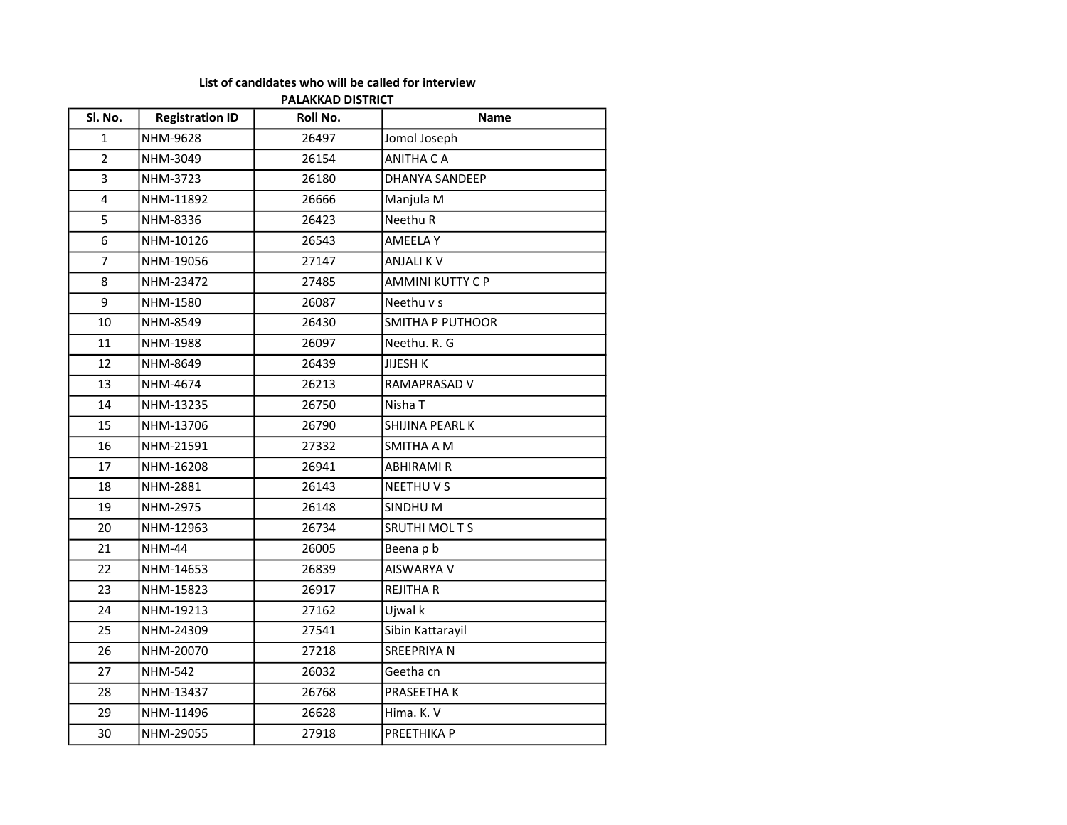## List of candidates who will be called for interview

### PALAKKAD DISTRICT

| Sl. No. | Registration ID | Roll No. | Name |
|---|---|---|---|
| 1 | NHM-9628 | 26497 | Jomol Joseph |
| 2 | NHM-3049 | 26154 | ANITHA C A |
| 3 | NHM-3723 | 26180 | DHANYA SANDEEP |
| 4 | NHM-11892 | 26666 | Manjula M |
| 5 | NHM-8336 | 26423 | Neethu R |
| 6 | NHM-10126 | 26543 | AMEELA Y |
| 7 | NHM-19056 | 27147 | ANJALI K V |
| 8 | NHM-23472 | 27485 | AMMINI KUTTY C P |
| 9 | NHM-1580 | 26087 | Neethu v s |
| 10 | NHM-8549 | 26430 | SMITHA P PUTHOOR |
| 11 | NHM-1988 | 26097 | Neethu. R. G |
| 12 | NHM-8649 | 26439 | JIJESH K |
| 13 | NHM-4674 | 26213 | RAMAPRASAD V |
| 14 | NHM-13235 | 26750 | Nisha T |
| 15 | NHM-13706 | 26790 | SHIJINA PEARL K |
| 16 | NHM-21591 | 27332 | SMITHA A M |
| 17 | NHM-16208 | 26941 | ABHIRAMI R |
| 18 | NHM-2881 | 26143 | NEETHU V S |
| 19 | NHM-2975 | 26148 | SINDHU M |
| 20 | NHM-12963 | 26734 | SRUTHI MOL T S |
| 21 | NHM-44 | 26005 | Beena p b |
| 22 | NHM-14653 | 26839 | AISWARYA V |
| 23 | NHM-15823 | 26917 | REJITHA R |
| 24 | NHM-19213 | 27162 | Ujwal k |
| 25 | NHM-24309 | 27541 | Sibin Kattarayil |
| 26 | NHM-20070 | 27218 | SREEPRIYA N |
| 27 | NHM-542 | 26032 | Geetha cn |
| 28 | NHM-13437 | 26768 | PRASEETHA K |
| 29 | NHM-11496 | 26628 | Hima. K. V |
| 30 | NHM-29055 | 27918 | PREETHIKA P |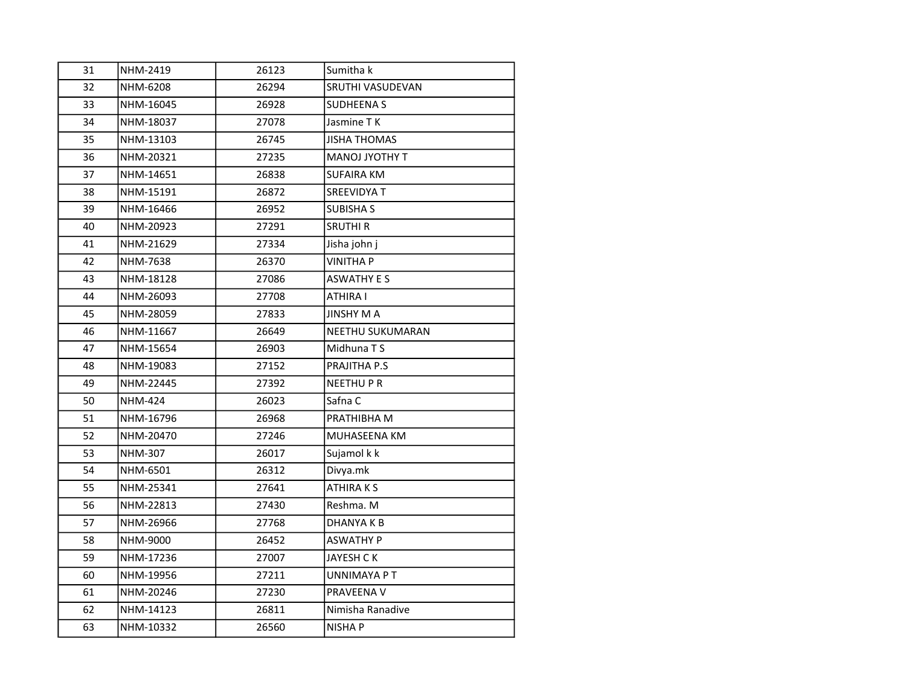| | | | |
|---|---|---|---|
| 31 | NHM-2419 | 26123 | Sumitha k |
| 32 | NHM-6208 | 26294 | SRUTHI VASUDEVAN |
| 33 | NHM-16045 | 26928 | SUDHEENA S |
| 34 | NHM-18037 | 27078 | Jasmine T K |
| 35 | NHM-13103 | 26745 | JISHA THOMAS |
| 36 | NHM-20321 | 27235 | MANOJ JYOTHY T |
| 37 | NHM-14651 | 26838 | SUFAIRA KM |
| 38 | NHM-15191 | 26872 | SREEVIDYA T |
| 39 | NHM-16466 | 26952 | SUBISHA S |
| 40 | NHM-20923 | 27291 | SRUTHI R |
| 41 | NHM-21629 | 27334 | Jisha john j |
| 42 | NHM-7638 | 26370 | VINITHA P |
| 43 | NHM-18128 | 27086 | ASWATHY E S |
| 44 | NHM-26093 | 27708 | ATHIRA I |
| 45 | NHM-28059 | 27833 | JINSHY M A |
| 46 | NHM-11667 | 26649 | NEETHU SUKUMARAN |
| 47 | NHM-15654 | 26903 | Midhuna T S |
| 48 | NHM-19083 | 27152 | PRAJITHA P.S |
| 49 | NHM-22445 | 27392 | NEETHU P R |
| 50 | NHM-424 | 26023 | Safna C |
| 51 | NHM-16796 | 26968 | PRATHIBHA M |
| 52 | NHM-20470 | 27246 | MUHASEENA KM |
| 53 | NHM-307 | 26017 | Sujamol k k |
| 54 | NHM-6501 | 26312 | Divya.mk |
| 55 | NHM-25341 | 27641 | ATHIRA K S |
| 56 | NHM-22813 | 27430 | Reshma. M |
| 57 | NHM-26966 | 27768 | DHANYA K B |
| 58 | NHM-9000 | 26452 | ASWATHY P |
| 59 | NHM-17236 | 27007 | JAYESH C K |
| 60 | NHM-19956 | 27211 | UNNIMAYA P T |
| 61 | NHM-20246 | 27230 | PRAVEENA V |
| 62 | NHM-14123 | 26811 | Nimisha Ranadive |
| 63 | NHM-10332 | 26560 | NISHA P |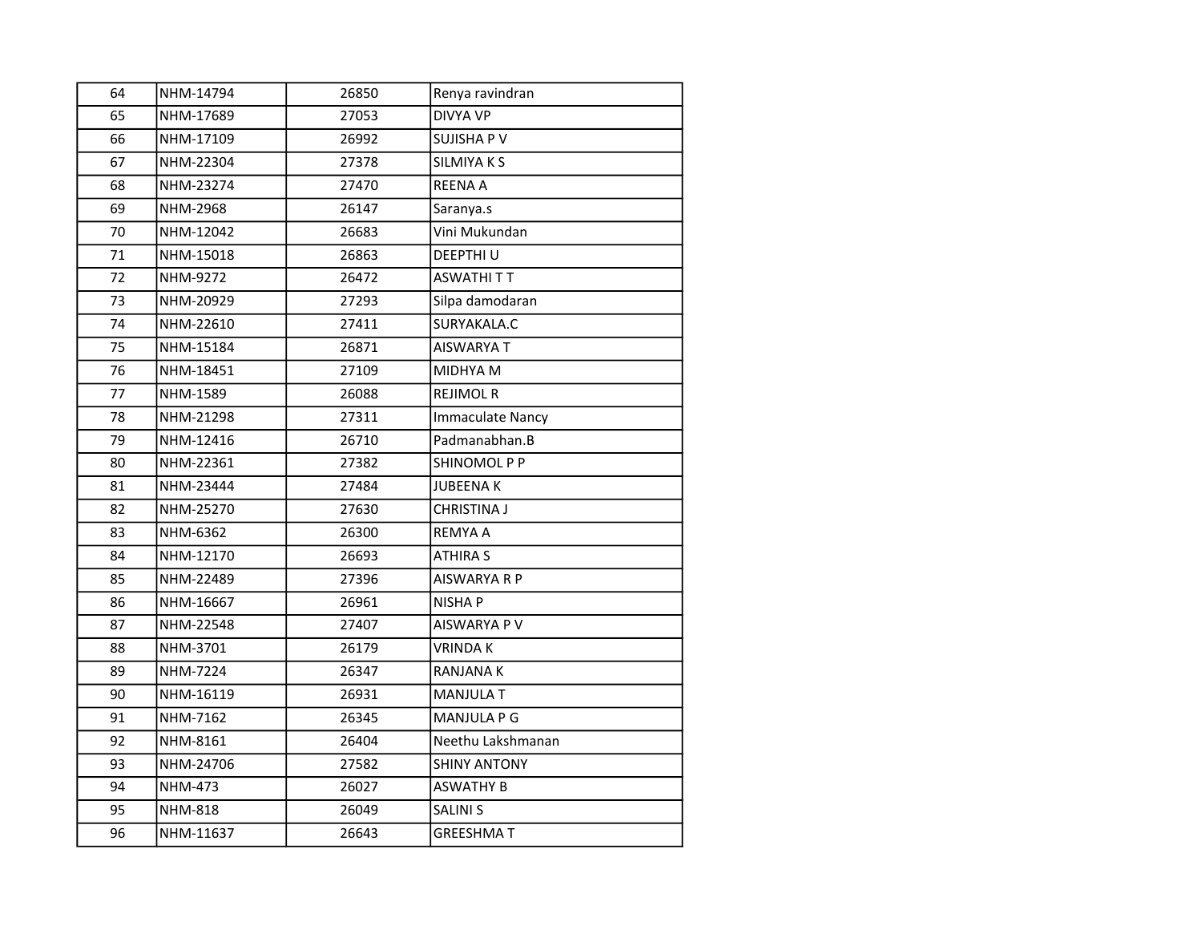| | | | |
|---|---|---|---|
| 64 | NHM-14794 | 26850 | Renya ravindran |
| 65 | NHM-17689 | 27053 | DIVYA VP |
| 66 | NHM-17109 | 26992 | SUJISHA P V |
| 67 | NHM-22304 | 27378 | SILMIYA K S |
| 68 | NHM-23274 | 27470 | REENA A |
| 69 | NHM-2968 | 26147 | Saranya.s |
| 70 | NHM-12042 | 26683 | Vini Mukundan |
| 71 | NHM-15018 | 26863 | DEEPTHI U |
| 72 | NHM-9272 | 26472 | ASWATHI T T |
| 73 | NHM-20929 | 27293 | Silpa damodaran |
| 74 | NHM-22610 | 27411 | SURYAKALA.C |
| 75 | NHM-15184 | 26871 | AISWARYA T |
| 76 | NHM-18451 | 27109 | MIDHYA M |
| 77 | NHM-1589 | 26088 | REJIMOL R |
| 78 | NHM-21298 | 27311 | Immaculate Nancy |
| 79 | NHM-12416 | 26710 | Padmanabhan.B |
| 80 | NHM-22361 | 27382 | SHINOMOL P P |
| 81 | NHM-23444 | 27484 | JUBEENA K |
| 82 | NHM-25270 | 27630 | CHRISTINA J |
| 83 | NHM-6362 | 26300 | REMYA A |
| 84 | NHM-12170 | 26693 | ATHIRA S |
| 85 | NHM-22489 | 27396 | AISWARYA R P |
| 86 | NHM-16667 | 26961 | NISHA P |
| 87 | NHM-22548 | 27407 | AISWARYA P V |
| 88 | NHM-3701 | 26179 | VRINDA K |
| 89 | NHM-7224 | 26347 | RANJANA K |
| 90 | NHM-16119 | 26931 | MANJULA T |
| 91 | NHM-7162 | 26345 | MANJULA P G |
| 92 | NHM-8161 | 26404 | Neethu Lakshmanan |
| 93 | NHM-24706 | 27582 | SHINY ANTONY |
| 94 | NHM-473 | 26027 | ASWATHY B |
| 95 | NHM-818 | 26049 | SALINI S |
| 96 | NHM-11637 | 26643 | GREESHMA T |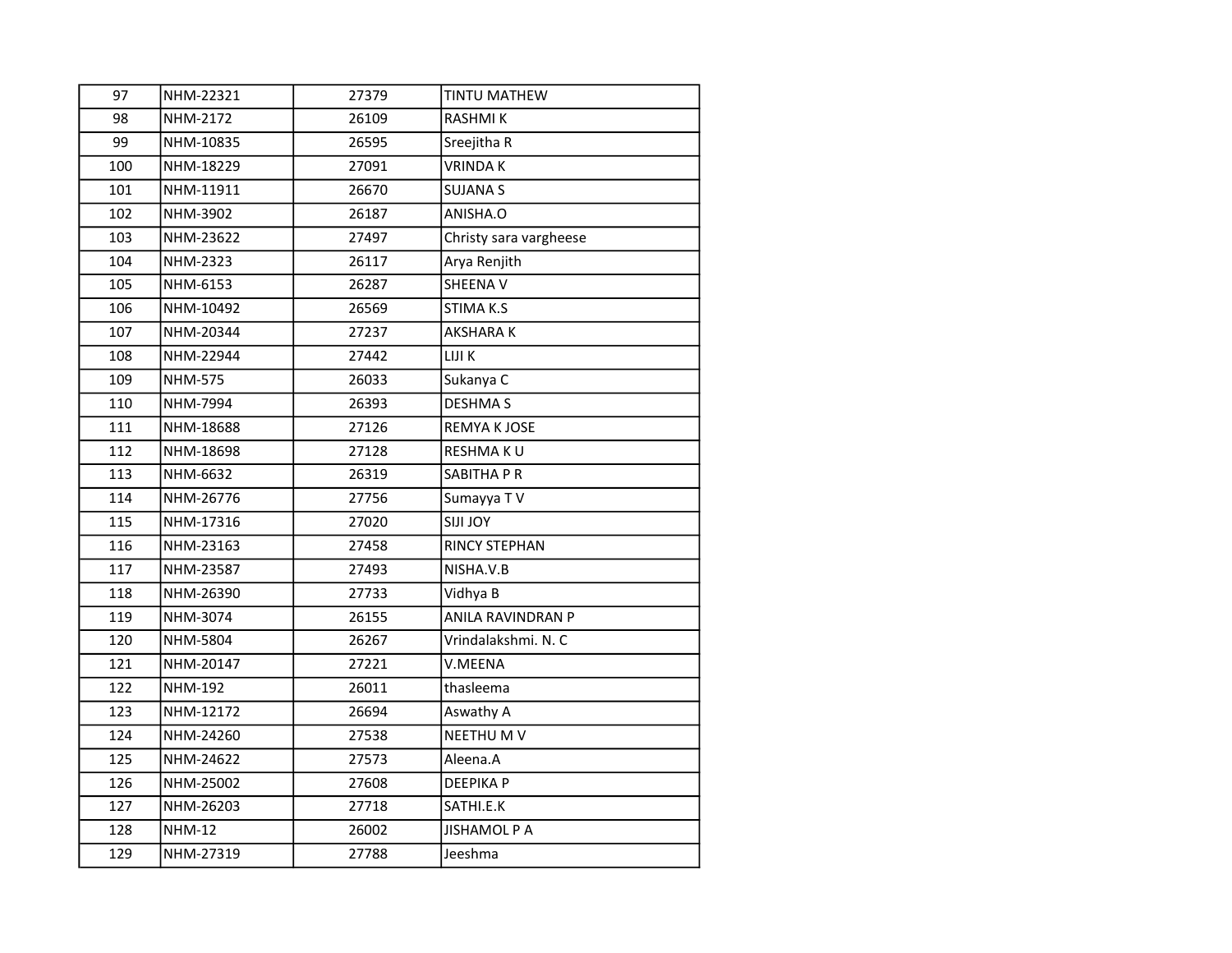| 97 | NHM-22321 | 27379 | TINTU MATHEW |
|---|---|---|---|
| 98 | NHM-2172 | 26109 | RASHMI K |
| 99 | NHM-10835 | 26595 | Sreejitha R |
| 100 | NHM-18229 | 27091 | VRINDA K |
| 101 | NHM-11911 | 26670 | SUJANA S |
| 102 | NHM-3902 | 26187 | ANISHA.O |
| 103 | NHM-23622 | 27497 | Christy sara vargheese |
| 104 | NHM-2323 | 26117 | Arya Renjith |
| 105 | NHM-6153 | 26287 | SHEENA V |
| 106 | NHM-10492 | 26569 | STIMA K.S |
| 107 | NHM-20344 | 27237 | AKSHARA K |
| 108 | NHM-22944 | 27442 | LIJI K |
| 109 | NHM-575 | 26033 | Sukanya C |
| 110 | NHM-7994 | 26393 | DESHMA S |
| 111 | NHM-18688 | 27126 | REMYA K JOSE |
| 112 | NHM-18698 | 27128 | RESHMA K U |
| 113 | NHM-6632 | 26319 | SABITHA P R |
| 114 | NHM-26776 | 27756 | Sumayya T V |
| 115 | NHM-17316 | 27020 | SIJI JOY |
| 116 | NHM-23163 | 27458 | RINCY STEPHAN |
| 117 | NHM-23587 | 27493 | NISHA.V.B |
| 118 | NHM-26390 | 27733 | Vidhya B |
| 119 | NHM-3074 | 26155 | ANILA RAVINDRAN P |
| 120 | NHM-5804 | 26267 | Vrindalakshmi. N. C |
| 121 | NHM-20147 | 27221 | V.MEENA |
| 122 | NHM-192 | 26011 | thasleema |
| 123 | NHM-12172 | 26694 | Aswathy A |
| 124 | NHM-24260 | 27538 | NEETHU M V |
| 125 | NHM-24622 | 27573 | Aleena.A |
| 126 | NHM-25002 | 27608 | DEEPIKA P |
| 127 | NHM-26203 | 27718 | SATHI.E.K |
| 128 | NHM-12 | 26002 | JISHAMOL P A |
| 129 | NHM-27319 | 27788 | Jeeshma |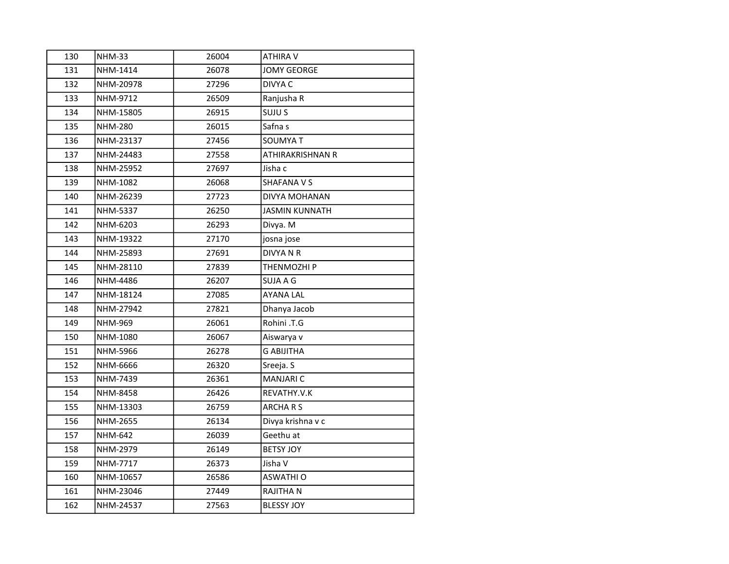| | | | |
|---|---|---|---|
| 130 | NHM-33 | 26004 | ATHIRA V |
| 131 | NHM-1414 | 26078 | JOMY GEORGE |
| 132 | NHM-20978 | 27296 | DIVYA C |
| 133 | NHM-9712 | 26509 | Ranjusha R |
| 134 | NHM-15805 | 26915 | SUJU S |
| 135 | NHM-280 | 26015 | Safna s |
| 136 | NHM-23137 | 27456 | SOUMYA T |
| 137 | NHM-24483 | 27558 | ATHIRAKRISHNAN R |
| 138 | NHM-25952 | 27697 | Jisha c |
| 139 | NHM-1082 | 26068 | SHAFANA V S |
| 140 | NHM-26239 | 27723 | DIVYA MOHANAN |
| 141 | NHM-5337 | 26250 | JASMIN KUNNATH |
| 142 | NHM-6203 | 26293 | Divya. M |
| 143 | NHM-19322 | 27170 | josna jose |
| 144 | NHM-25893 | 27691 | DIVYA N R |
| 145 | NHM-28110 | 27839 | THENMOZHI P |
| 146 | NHM-4486 | 26207 | SUJA A G |
| 147 | NHM-18124 | 27085 | AYANA LAL |
| 148 | NHM-27942 | 27821 | Dhanya Jacob |
| 149 | NHM-969 | 26061 | Rohini .T.G |
| 150 | NHM-1080 | 26067 | Aiswarya v |
| 151 | NHM-5966 | 26278 | G ABIJITHA |
| 152 | NHM-6666 | 26320 | Sreeja. S |
| 153 | NHM-7439 | 26361 | MANJARI C |
| 154 | NHM-8458 | 26426 | REVATHY.V.K |
| 155 | NHM-13303 | 26759 | ARCHA R S |
| 156 | NHM-2655 | 26134 | Divya krishna v c |
| 157 | NHM-642 | 26039 | Geethu at |
| 158 | NHM-2979 | 26149 | BETSY JOY |
| 159 | NHM-7717 | 26373 | Jisha V |
| 160 | NHM-10657 | 26586 | ASWATHI O |
| 161 | NHM-23046 | 27449 | RAJITHA N |
| 162 | NHM-24537 | 27563 | BLESSY JOY |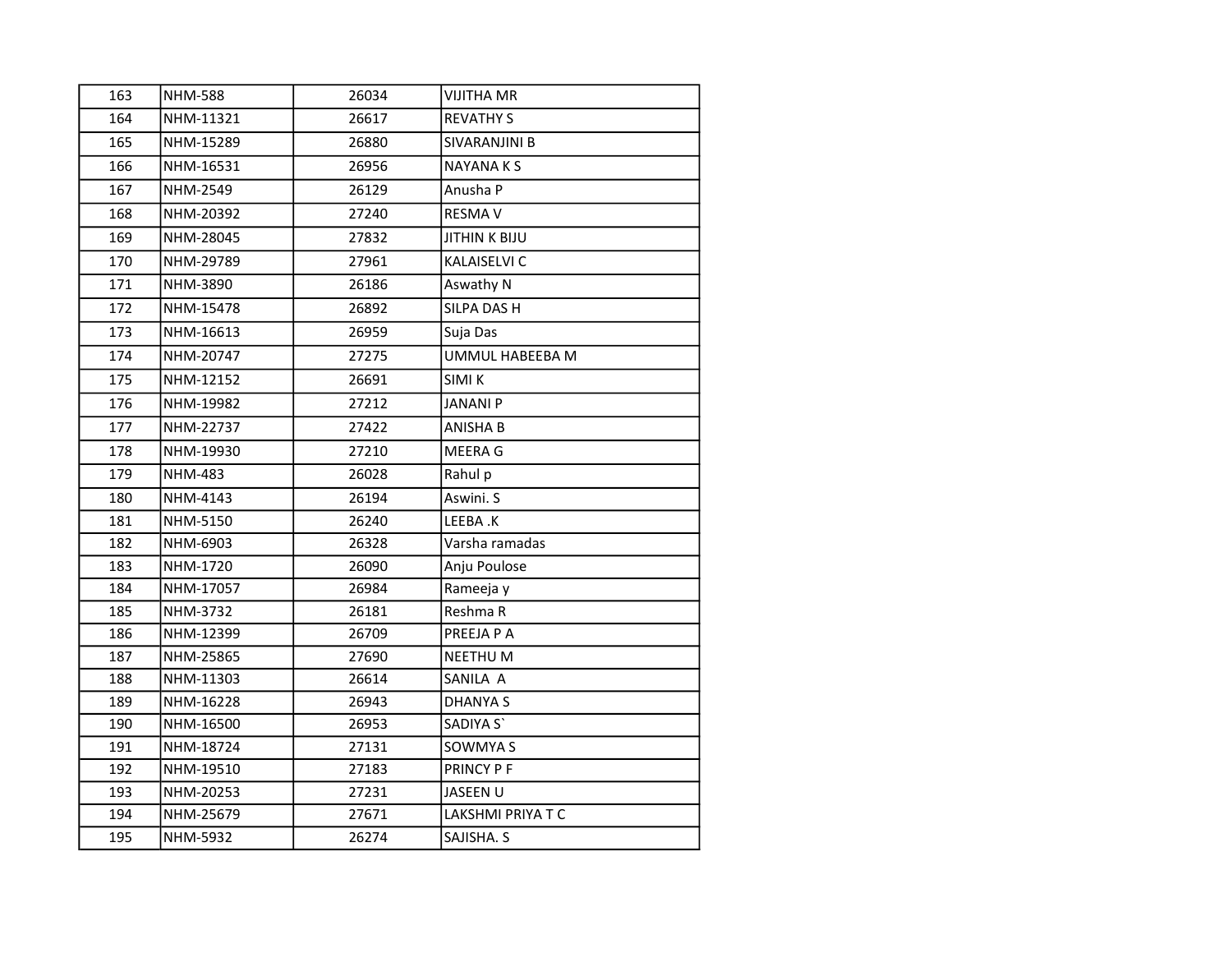| | | | |
|---|---|---|---|
| 163 | NHM-588 | 26034 | VIJITHA MR |
| 164 | NHM-11321 | 26617 | REVATHY S |
| 165 | NHM-15289 | 26880 | SIVARANJINI B |
| 166 | NHM-16531 | 26956 | NAYANA K S |
| 167 | NHM-2549 | 26129 | Anusha P |
| 168 | NHM-20392 | 27240 | RESMA V |
| 169 | NHM-28045 | 27832 | JITHIN K BIJU |
| 170 | NHM-29789 | 27961 | KALAISELVI C |
| 171 | NHM-3890 | 26186 | Aswathy N |
| 172 | NHM-15478 | 26892 | SILPA DAS H |
| 173 | NHM-16613 | 26959 | Suja Das |
| 174 | NHM-20747 | 27275 | UMMUL HABEEBA M |
| 175 | NHM-12152 | 26691 | SIMI K |
| 176 | NHM-19982 | 27212 | JANANI P |
| 177 | NHM-22737 | 27422 | ANISHA B |
| 178 | NHM-19930 | 27210 | MEERA G |
| 179 | NHM-483 | 26028 | Rahul p |
| 180 | NHM-4143 | 26194 | Aswini. S |
| 181 | NHM-5150 | 26240 | LEEBA .K |
| 182 | NHM-6903 | 26328 | Varsha ramadas |
| 183 | NHM-1720 | 26090 | Anju Poulose |
| 184 | NHM-17057 | 26984 | Rameeja y |
| 185 | NHM-3732 | 26181 | Reshma R |
| 186 | NHM-12399 | 26709 | PREEJA P A |
| 187 | NHM-25865 | 27690 | NEETHU M |
| 188 | NHM-11303 | 26614 | SANILA A |
| 189 | NHM-16228 | 26943 | DHANYA S |
| 190 | NHM-16500 | 26953 | SADIYA S` |
| 191 | NHM-18724 | 27131 | SOWMYA S |
| 192 | NHM-19510 | 27183 | PRINCY P F |
| 193 | NHM-20253 | 27231 | JASEEN U |
| 194 | NHM-25679 | 27671 | LAKSHMI PRIYA T C |
| 195 | NHM-5932 | 26274 | SAJISHA. S |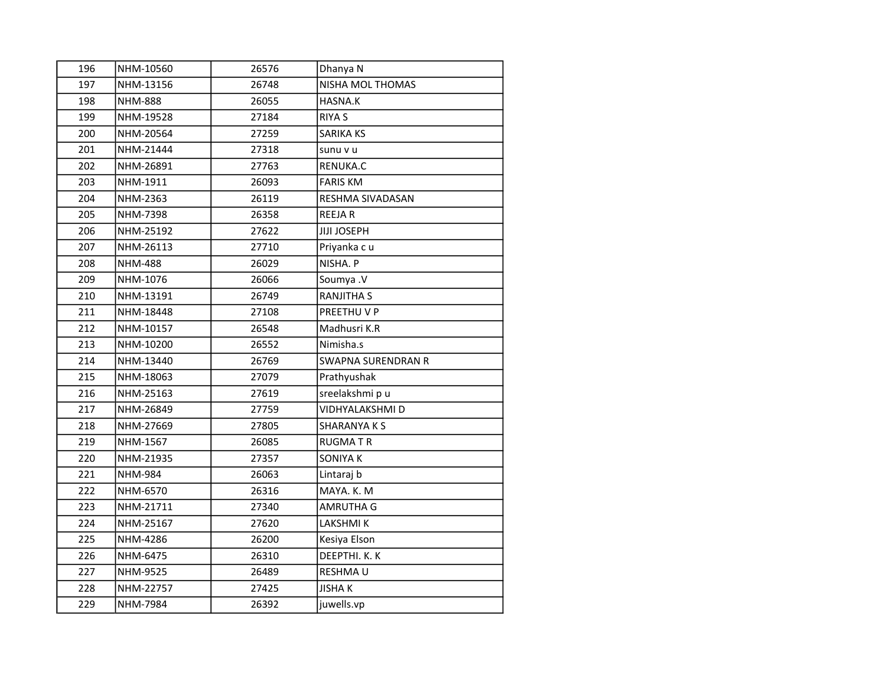| | | | |
|---|---|---|---|
| 196 | NHM-10560 | 26576 | Dhanya N |
| 197 | NHM-13156 | 26748 | NISHA MOL THOMAS |
| 198 | NHM-888 | 26055 | HASNA.K |
| 199 | NHM-19528 | 27184 | RIYA S |
| 200 | NHM-20564 | 27259 | SARIKA KS |
| 201 | NHM-21444 | 27318 | sunu v u |
| 202 | NHM-26891 | 27763 | RENUKA.C |
| 203 | NHM-1911 | 26093 | FARIS KM |
| 204 | NHM-2363 | 26119 | RESHMA SIVADASAN |
| 205 | NHM-7398 | 26358 | REEJA R |
| 206 | NHM-25192 | 27622 | JIJI JOSEPH |
| 207 | NHM-26113 | 27710 | Priyanka c u |
| 208 | NHM-488 | 26029 | NISHA. P |
| 209 | NHM-1076 | 26066 | Soumya .V |
| 210 | NHM-13191 | 26749 | RANJITHA S |
| 211 | NHM-18448 | 27108 | PREETHU V P |
| 212 | NHM-10157 | 26548 | Madhusri K.R |
| 213 | NHM-10200 | 26552 | Nimisha.s |
| 214 | NHM-13440 | 26769 | SWAPNA SURENDRAN R |
| 215 | NHM-18063 | 27079 | Prathyushak |
| 216 | NHM-25163 | 27619 | sreelakshmi p u |
| 217 | NHM-26849 | 27759 | VIDHYALAKSHMI D |
| 218 | NHM-27669 | 27805 | SHARANYA K S |
| 219 | NHM-1567 | 26085 | RUGMA T R |
| 220 | NHM-21935 | 27357 | SONIYA K |
| 221 | NHM-984 | 26063 | Lintaraj b |
| 222 | NHM-6570 | 26316 | MAYA. K. M |
| 223 | NHM-21711 | 27340 | AMRUTHA G |
| 224 | NHM-25167 | 27620 | LAKSHMI K |
| 225 | NHM-4286 | 26200 | Kesiya Elson |
| 226 | NHM-6475 | 26310 | DEEPTHI. K. K |
| 227 | NHM-9525 | 26489 | RESHMA U |
| 228 | NHM-22757 | 27425 | JISHA K |
| 229 | NHM-7984 | 26392 | juwells.vp |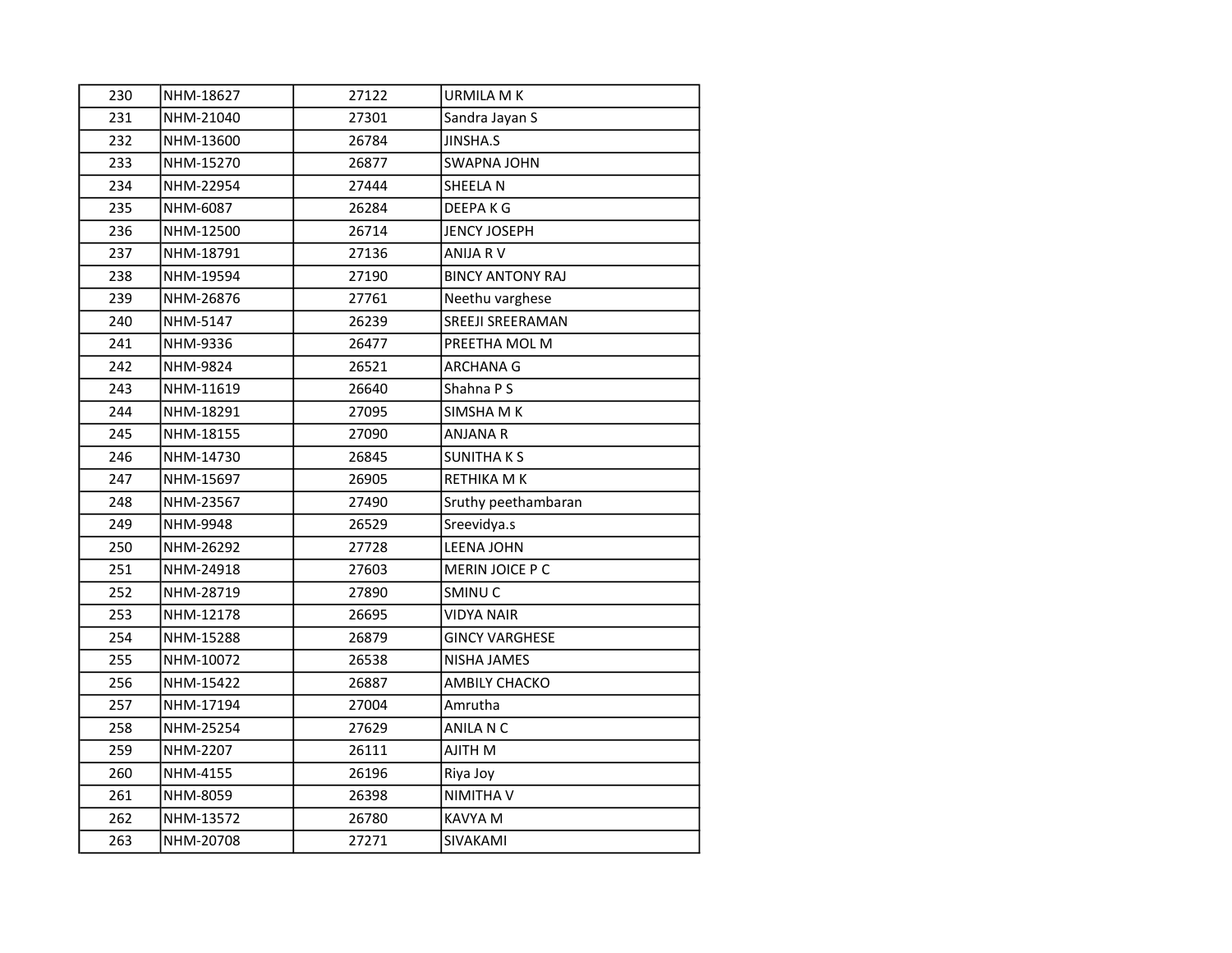| 230 | NHM-18627 | 27122 | URMILA M K |
|---|---|---|---|
| 231 | NHM-21040 | 27301 | Sandra Jayan S |
| 232 | NHM-13600 | 26784 | JINSHA.S |
| 233 | NHM-15270 | 26877 | SWAPNA JOHN |
| 234 | NHM-22954 | 27444 | SHEELA N |
| 235 | NHM-6087 | 26284 | DEEPA K G |
| 236 | NHM-12500 | 26714 | JENCY JOSEPH |
| 237 | NHM-18791 | 27136 | ANIJA R V |
| 238 | NHM-19594 | 27190 | BINCY ANTONY RAJ |
| 239 | NHM-26876 | 27761 | Neethu varghese |
| 240 | NHM-5147 | 26239 | SREEJI SREERAMAN |
| 241 | NHM-9336 | 26477 | PREETHA MOL M |
| 242 | NHM-9824 | 26521 | ARCHANA G |
| 243 | NHM-11619 | 26640 | Shahna P S |
| 244 | NHM-18291 | 27095 | SIMSHA M K |
| 245 | NHM-18155 | 27090 | ANJANA R |
| 246 | NHM-14730 | 26845 | SUNITHA K S |
| 247 | NHM-15697 | 26905 | RETHIKA M K |
| 248 | NHM-23567 | 27490 | Sruthy peethambaran |
| 249 | NHM-9948 | 26529 | Sreevidya.s |
| 250 | NHM-26292 | 27728 | LEENA JOHN |
| 251 | NHM-24918 | 27603 | MERIN JOICE P C |
| 252 | NHM-28719 | 27890 | SMINU C |
| 253 | NHM-12178 | 26695 | VIDYA NAIR |
| 254 | NHM-15288 | 26879 | GINCY VARGHESE |
| 255 | NHM-10072 | 26538 | NISHA JAMES |
| 256 | NHM-15422 | 26887 | AMBILY CHACKO |
| 257 | NHM-17194 | 27004 | Amrutha |
| 258 | NHM-25254 | 27629 | ANILA N C |
| 259 | NHM-2207 | 26111 | AJITH M |
| 260 | NHM-4155 | 26196 | Riya Joy |
| 261 | NHM-8059 | 26398 | NIMITHA V |
| 262 | NHM-13572 | 26780 | KAVYA M |
| 263 | NHM-20708 | 27271 | SIVAKAMI |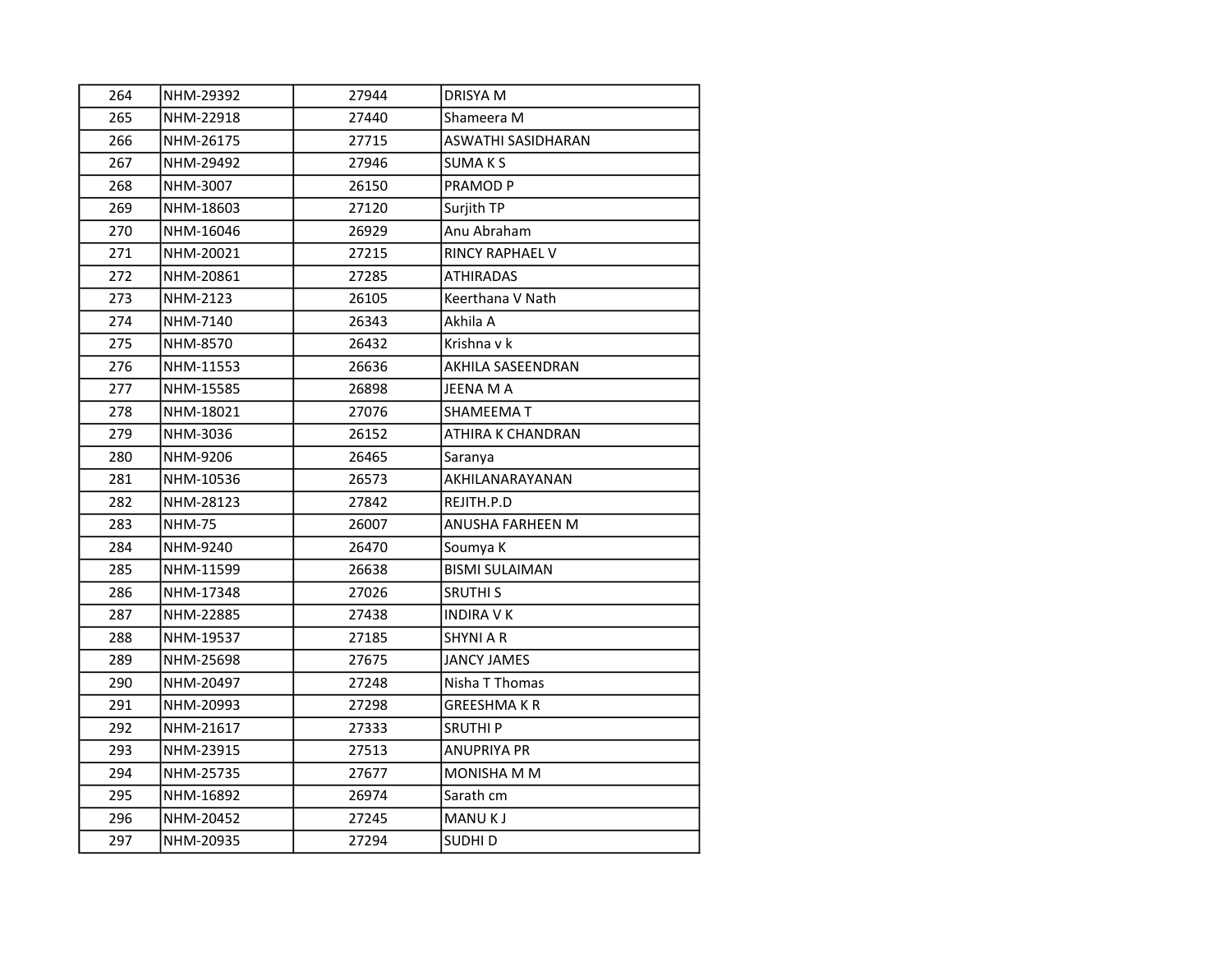| 264 | NHM-29392 | 27944 | DRISYA M |
|---|---|---|---|
| 265 | NHM-22918 | 27440 | Shameera M |
| 266 | NHM-26175 | 27715 | ASWATHI SASIDHARAN |
| 267 | NHM-29492 | 27946 | SUMA K S |
| 268 | NHM-3007 | 26150 | PRAMOD P |
| 269 | NHM-18603 | 27120 | Surjith TP |
| 270 | NHM-16046 | 26929 | Anu Abraham |
| 271 | NHM-20021 | 27215 | RINCY RAPHAEL V |
| 272 | NHM-20861 | 27285 | ATHIRADAS |
| 273 | NHM-2123 | 26105 | Keerthana V Nath |
| 274 | NHM-7140 | 26343 | Akhila A |
| 275 | NHM-8570 | 26432 | Krishna v k |
| 276 | NHM-11553 | 26636 | AKHILA SASEENDRAN |
| 277 | NHM-15585 | 26898 | JEENA M A |
| 278 | NHM-18021 | 27076 | SHAMEEMA T |
| 279 | NHM-3036 | 26152 | ATHIRA K CHANDRAN |
| 280 | NHM-9206 | 26465 | Saranya |
| 281 | NHM-10536 | 26573 | AKHILANARAYANAN |
| 282 | NHM-28123 | 27842 | REJITH.P.D |
| 283 | NHM-75 | 26007 | ANUSHA FARHEEN M |
| 284 | NHM-9240 | 26470 | Soumya K |
| 285 | NHM-11599 | 26638 | BISMI SULAIMAN |
| 286 | NHM-17348 | 27026 | SRUTHI S |
| 287 | NHM-22885 | 27438 | INDIRA V K |
| 288 | NHM-19537 | 27185 | SHYNI A R |
| 289 | NHM-25698 | 27675 | JANCY JAMES |
| 290 | NHM-20497 | 27248 | Nisha T Thomas |
| 291 | NHM-20993 | 27298 | GREESHMA K R |
| 292 | NHM-21617 | 27333 | SRUTHI P |
| 293 | NHM-23915 | 27513 | ANUPRIYA PR |
| 294 | NHM-25735 | 27677 | MONISHA M M |
| 295 | NHM-16892 | 26974 | Sarath cm |
| 296 | NHM-20452 | 27245 | MANU K J |
| 297 | NHM-20935 | 27294 | SUDHI D |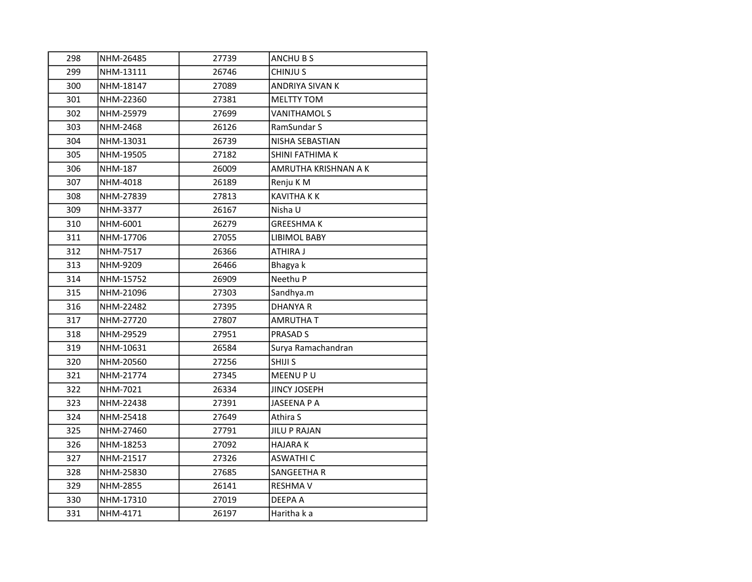| | | | |
|---|---|---|---|
| 298 | NHM-26485 | 27739 | ANCHU B S |
| 299 | NHM-13111 | 26746 | CHINJU S |
| 300 | NHM-18147 | 27089 | ANDRIYA SIVAN K |
| 301 | NHM-22360 | 27381 | MELTTY TOM |
| 302 | NHM-25979 | 27699 | VANITHAMOL S |
| 303 | NHM-2468 | 26126 | RamSundar S |
| 304 | NHM-13031 | 26739 | NISHA SEBASTIAN |
| 305 | NHM-19505 | 27182 | SHINI FATHIMA K |
| 306 | NHM-187 | 26009 | AMRUTHA KRISHNAN A K |
| 307 | NHM-4018 | 26189 | Renju K M |
| 308 | NHM-27839 | 27813 | KAVITHA K K |
| 309 | NHM-3377 | 26167 | Nisha U |
| 310 | NHM-6001 | 26279 | GREESHMA K |
| 311 | NHM-17706 | 27055 | LIBIMOL BABY |
| 312 | NHM-7517 | 26366 | ATHIRA J |
| 313 | NHM-9209 | 26466 | Bhagya k |
| 314 | NHM-15752 | 26909 | Neethu P |
| 315 | NHM-21096 | 27303 | Sandhya.m |
| 316 | NHM-22482 | 27395 | DHANYA R |
| 317 | NHM-27720 | 27807 | AMRUTHA T |
| 318 | NHM-29529 | 27951 | PRASAD S |
| 319 | NHM-10631 | 26584 | Surya Ramachandran |
| 320 | NHM-20560 | 27256 | SHIJI S |
| 321 | NHM-21774 | 27345 | MEENU P U |
| 322 | NHM-7021 | 26334 | JINCY JOSEPH |
| 323 | NHM-22438 | 27391 | JASEENA P A |
| 324 | NHM-25418 | 27649 | Athira S |
| 325 | NHM-27460 | 27791 | JILU P RAJAN |
| 326 | NHM-18253 | 27092 | HAJARA K |
| 327 | NHM-21517 | 27326 | ASWATHI C |
| 328 | NHM-25830 | 27685 | SANGEETHA R |
| 329 | NHM-2855 | 26141 | RESHMA V |
| 330 | NHM-17310 | 27019 | DEEPA A |
| 331 | NHM-4171 | 26197 | Haritha k a |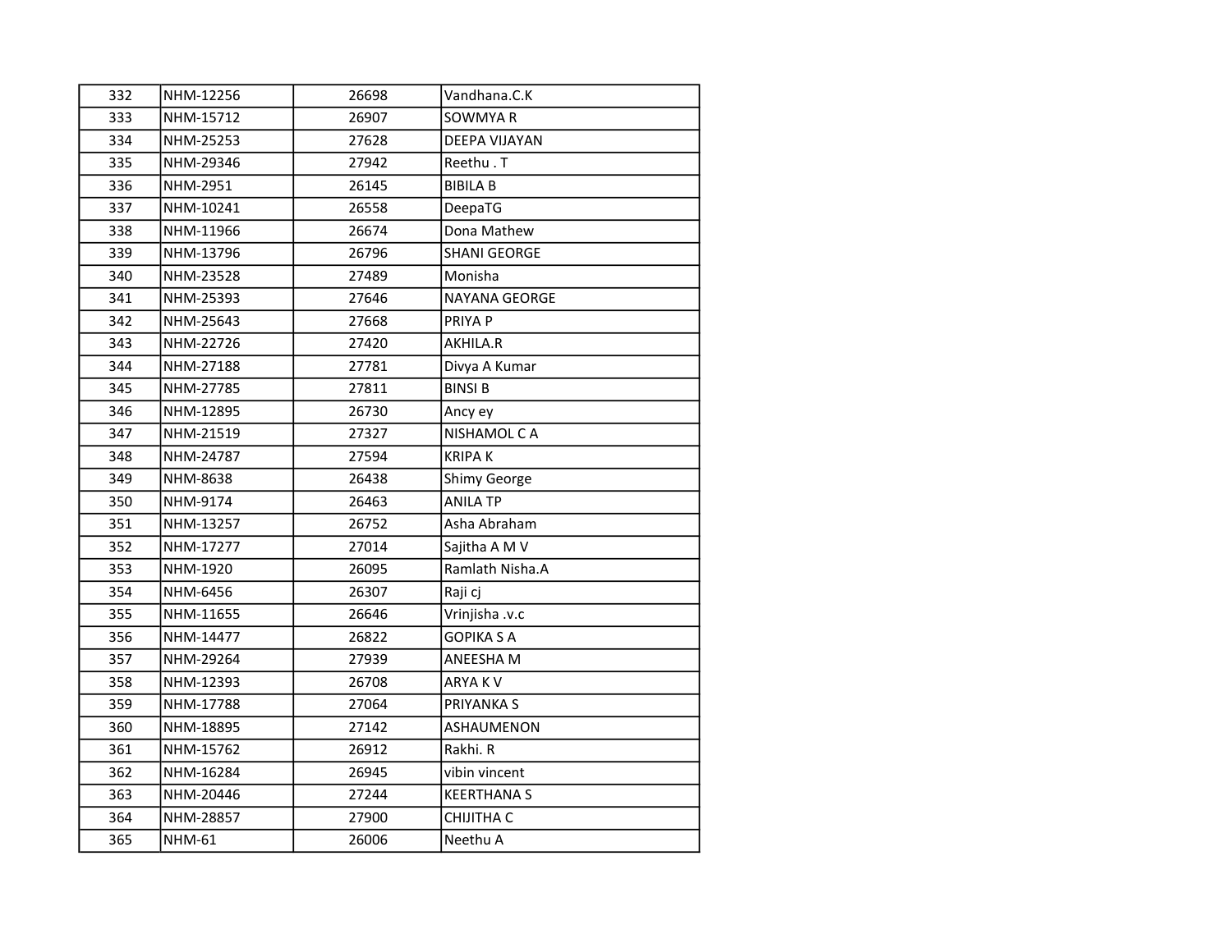| 332 | NHM-12256 | 26698 | Vandhana.C.K |
|---|---|---|---|
| 333 | NHM-15712 | 26907 | SOWMYA R |
| 334 | NHM-25253 | 27628 | DEEPA VIJAYAN |
| 335 | NHM-29346 | 27942 | Reethu . T |
| 336 | NHM-2951 | 26145 | BIBILA B |
| 337 | NHM-10241 | 26558 | DeepaTG |
| 338 | NHM-11966 | 26674 | Dona Mathew |
| 339 | NHM-13796 | 26796 | SHANI GEORGE |
| 340 | NHM-23528 | 27489 | Monisha |
| 341 | NHM-25393 | 27646 | NAYANA GEORGE |
| 342 | NHM-25643 | 27668 | PRIYA P |
| 343 | NHM-22726 | 27420 | AKHILA.R |
| 344 | NHM-27188 | 27781 | Divya A Kumar |
| 345 | NHM-27785 | 27811 | BINSI B |
| 346 | NHM-12895 | 26730 | Ancy ey |
| 347 | NHM-21519 | 27327 | NISHAMOL C A |
| 348 | NHM-24787 | 27594 | KRIPA K |
| 349 | NHM-8638 | 26438 | Shimy George |
| 350 | NHM-9174 | 26463 | ANILA TP |
| 351 | NHM-13257 | 26752 | Asha Abraham |
| 352 | NHM-17277 | 27014 | Sajitha A M V |
| 353 | NHM-1920 | 26095 | Ramlath Nisha.A |
| 354 | NHM-6456 | 26307 | Raji cj |
| 355 | NHM-11655 | 26646 | Vrinjisha .v.c |
| 356 | NHM-14477 | 26822 | GOPIKA S A |
| 357 | NHM-29264 | 27939 | ANEESHA M |
| 358 | NHM-12393 | 26708 | ARYA K V |
| 359 | NHM-17788 | 27064 | PRIYANKA S |
| 360 | NHM-18895 | 27142 | ASHAUMENON |
| 361 | NHM-15762 | 26912 | Rakhi. R |
| 362 | NHM-16284 | 26945 | vibin vincent |
| 363 | NHM-20446 | 27244 | KEERTHANA S |
| 364 | NHM-28857 | 27900 | CHIJITHA C |
| 365 | NHM-61 | 26006 | Neethu A |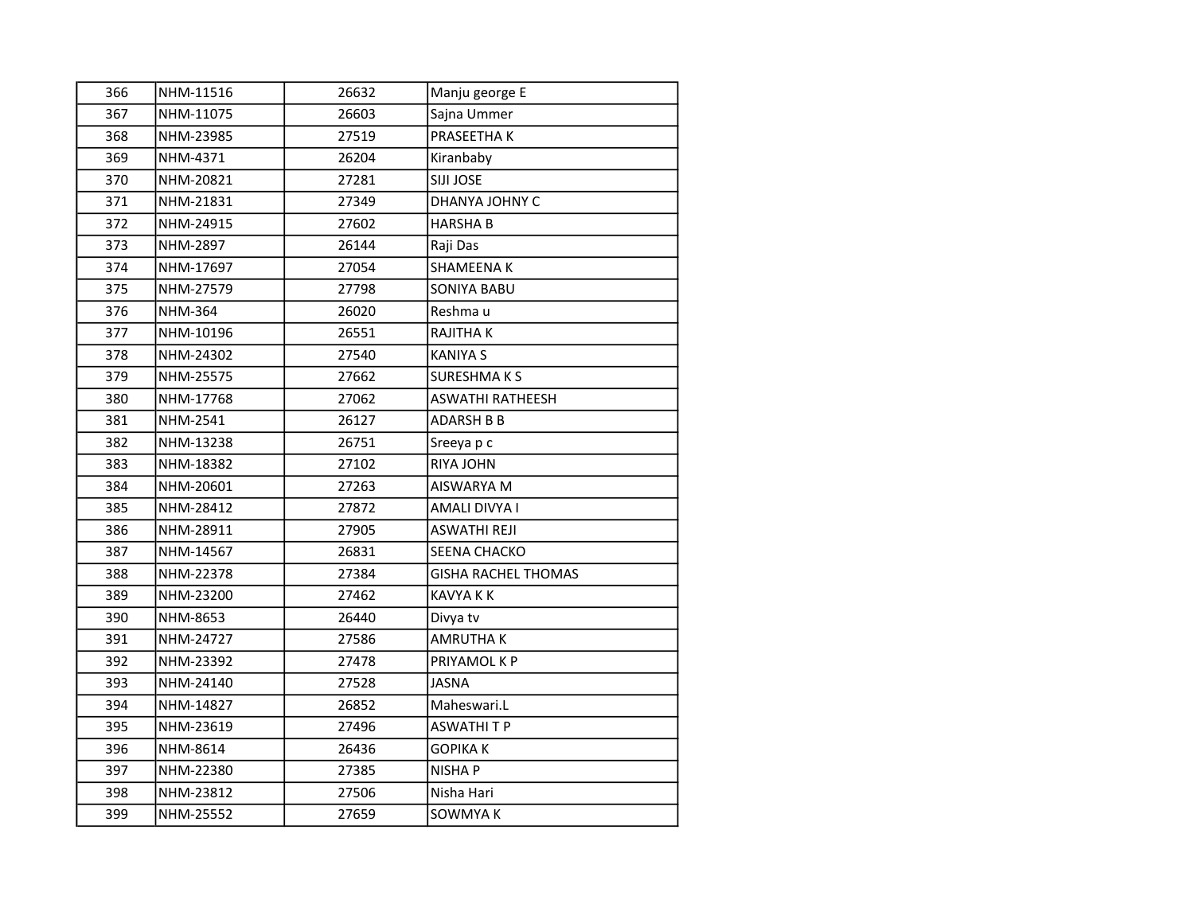| 366 | NHM-11516 | 26632 | Manju george E |
|---|---|---|---|
| 367 | NHM-11075 | 26603 | Sajna Ummer |
| 368 | NHM-23985 | 27519 | PRASEETHA K |
| 369 | NHM-4371 | 26204 | Kiranbaby |
| 370 | NHM-20821 | 27281 | SIJI JOSE |
| 371 | NHM-21831 | 27349 | DHANYA JOHNY C |
| 372 | NHM-24915 | 27602 | HARSHA B |
| 373 | NHM-2897 | 26144 | Raji Das |
| 374 | NHM-17697 | 27054 | SHAMEENA K |
| 375 | NHM-27579 | 27798 | SONIYA BABU |
| 376 | NHM-364 | 26020 | Reshma u |
| 377 | NHM-10196 | 26551 | RAJITHA K |
| 378 | NHM-24302 | 27540 | KANIYA S |
| 379 | NHM-25575 | 27662 | SURESHMA K S |
| 380 | NHM-17768 | 27062 | ASWATHI RATHEESH |
| 381 | NHM-2541 | 26127 | ADARSH B B |
| 382 | NHM-13238 | 26751 | Sreeya p c |
| 383 | NHM-18382 | 27102 | RIYA JOHN |
| 384 | NHM-20601 | 27263 | AISWARYA M |
| 385 | NHM-28412 | 27872 | AMALI DIVYA I |
| 386 | NHM-28911 | 27905 | ASWATHI REJI |
| 387 | NHM-14567 | 26831 | SEENA CHACKO |
| 388 | NHM-22378 | 27384 | GISHA RACHEL THOMAS |
| 389 | NHM-23200 | 27462 | KAVYA K K |
| 390 | NHM-8653 | 26440 | Divya tv |
| 391 | NHM-24727 | 27586 | AMRUTHA K |
| 392 | NHM-23392 | 27478 | PRIYAMOL K P |
| 393 | NHM-24140 | 27528 | JASNA |
| 394 | NHM-14827 | 26852 | Maheswari.L |
| 395 | NHM-23619 | 27496 | ASWATHI T P |
| 396 | NHM-8614 | 26436 | GOPIKA K |
| 397 | NHM-22380 | 27385 | NISHA P |
| 398 | NHM-23812 | 27506 | Nisha Hari |
| 399 | NHM-25552 | 27659 | SOWMYA K |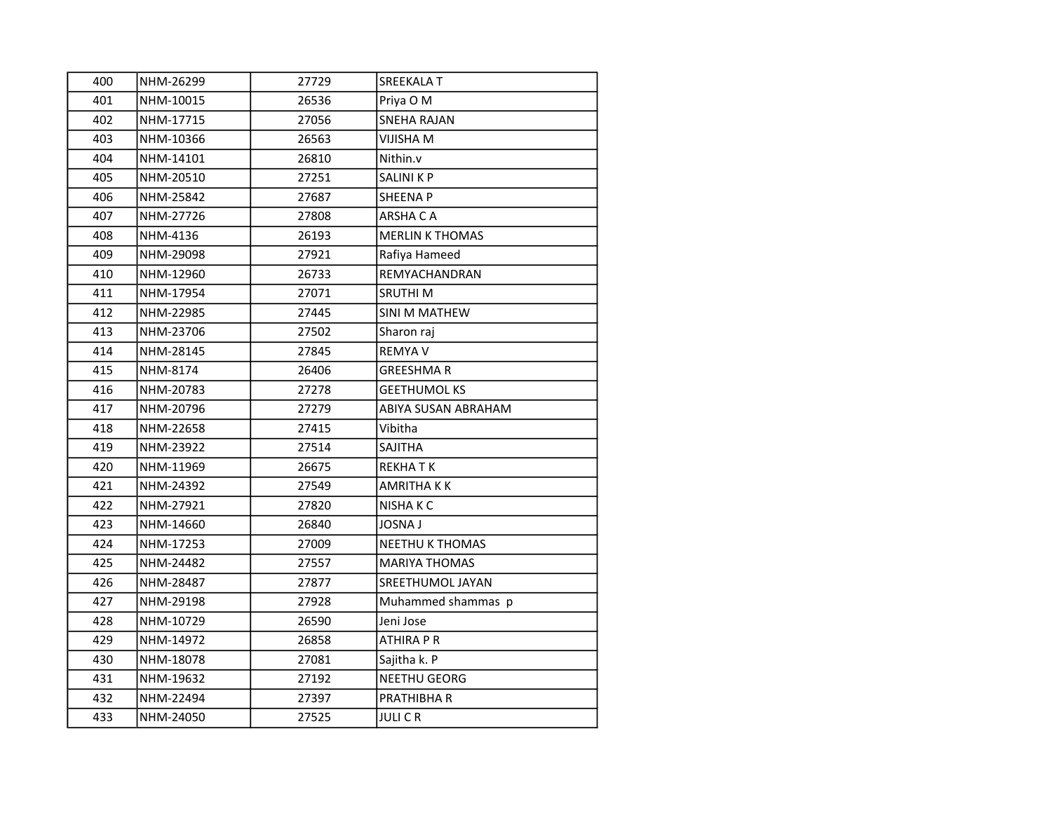| 400 | NHM-26299 | 27729 | SREEKALA T |
|---|---|---|---|
| 401 | NHM-10015 | 26536 | Priya O M |
| 402 | NHM-17715 | 27056 | SNEHA RAJAN |
| 403 | NHM-10366 | 26563 | VIJISHA M |
| 404 | NHM-14101 | 26810 | Nithin.v |
| 405 | NHM-20510 | 27251 | SALINI K P |
| 406 | NHM-25842 | 27687 | SHEENA P |
| 407 | NHM-27726 | 27808 | ARSHA C A |
| 408 | NHM-4136 | 26193 | MERLIN K THOMAS |
| 409 | NHM-29098 | 27921 | Rafiya Hameed |
| 410 | NHM-12960 | 26733 | REMYACHANDRAN |
| 411 | NHM-17954 | 27071 | SRUTHI M |
| 412 | NHM-22985 | 27445 | SINI M MATHEW |
| 413 | NHM-23706 | 27502 | Sharon raj |
| 414 | NHM-28145 | 27845 | REMYA V |
| 415 | NHM-8174 | 26406 | GREESHMA R |
| 416 | NHM-20783 | 27278 | GEETHUMOL KS |
| 417 | NHM-20796 | 27279 | ABIYA SUSAN ABRAHAM |
| 418 | NHM-22658 | 27415 | Vibitha |
| 419 | NHM-23922 | 27514 | SAJITHA |
| 420 | NHM-11969 | 26675 | REKHA T K |
| 421 | NHM-24392 | 27549 | AMRITHA K K |
| 422 | NHM-27921 | 27820 | NISHA K C |
| 423 | NHM-14660 | 26840 | JOSNA J |
| 424 | NHM-17253 | 27009 | NEETHU K THOMAS |
| 425 | NHM-24482 | 27557 | MARIYA THOMAS |
| 426 | NHM-28487 | 27877 | SREETHUMOL JAYAN |
| 427 | NHM-29198 | 27928 | Muhammed shammas p |
| 428 | NHM-10729 | 26590 | Jeni Jose |
| 429 | NHM-14972 | 26858 | ATHIRA P R |
| 430 | NHM-18078 | 27081 | Sajitha k. P |
| 431 | NHM-19632 | 27192 | NEETHU GEORG |
| 432 | NHM-22494 | 27397 | PRATHIBHA R |
| 433 | NHM-24050 | 27525 | JULI C R |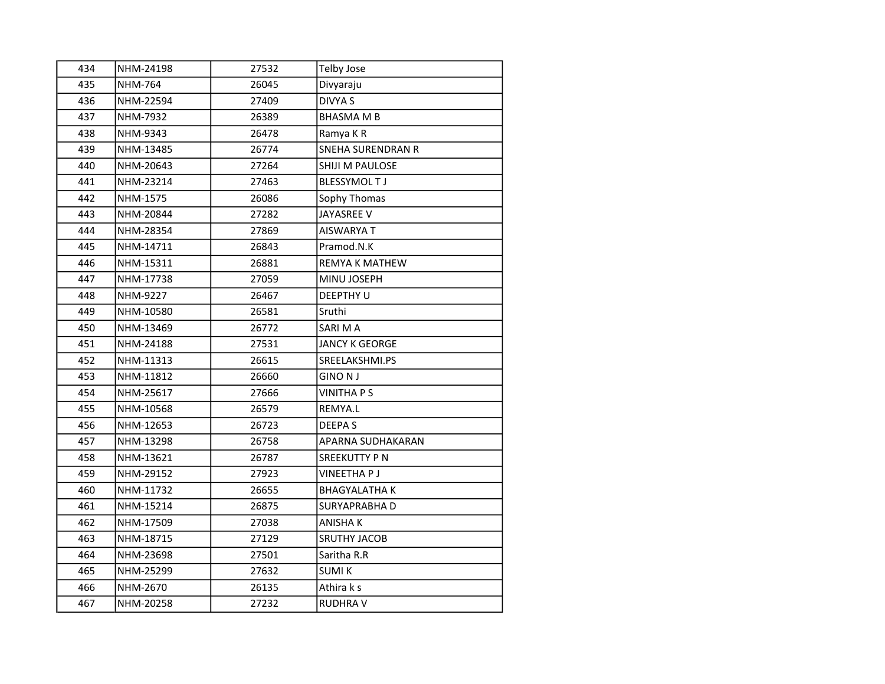| | | | |
|---|---|---|---|
| 434 | NHM-24198 | 27532 | Telby Jose |
| 435 | NHM-764 | 26045 | Divyaraju |
| 436 | NHM-22594 | 27409 | DIVYA S |
| 437 | NHM-7932 | 26389 | BHASMA M B |
| 438 | NHM-9343 | 26478 | Ramya K R |
| 439 | NHM-13485 | 26774 | SNEHA SURENDRAN R |
| 440 | NHM-20643 | 27264 | SHIJI M PAULOSE |
| 441 | NHM-23214 | 27463 | BLESSYMOL T J |
| 442 | NHM-1575 | 26086 | Sophy Thomas |
| 443 | NHM-20844 | 27282 | JAYASREE V |
| 444 | NHM-28354 | 27869 | AISWARYA T |
| 445 | NHM-14711 | 26843 | Pramod.N.K |
| 446 | NHM-15311 | 26881 | REMYA K MATHEW |
| 447 | NHM-17738 | 27059 | MINU JOSEPH |
| 448 | NHM-9227 | 26467 | DEEPTHY U |
| 449 | NHM-10580 | 26581 | Sruthi |
| 450 | NHM-13469 | 26772 | SARI M A |
| 451 | NHM-24188 | 27531 | JANCY K GEORGE |
| 452 | NHM-11313 | 26615 | SREELAKSHMI.PS |
| 453 | NHM-11812 | 26660 | GINO N J |
| 454 | NHM-25617 | 27666 | VINITHA P S |
| 455 | NHM-10568 | 26579 | REMYA.L |
| 456 | NHM-12653 | 26723 | DEEPA S |
| 457 | NHM-13298 | 26758 | APARNA SUDHAKARAN |
| 458 | NHM-13621 | 26787 | SREEKUTTY P N |
| 459 | NHM-29152 | 27923 | VINEETHA P J |
| 460 | NHM-11732 | 26655 | BHAGYALATHA K |
| 461 | NHM-15214 | 26875 | SURYAPRABHA D |
| 462 | NHM-17509 | 27038 | ANISHA K |
| 463 | NHM-18715 | 27129 | SRUTHY JACOB |
| 464 | NHM-23698 | 27501 | Saritha R.R |
| 465 | NHM-25299 | 27632 | SUMI K |
| 466 | NHM-2670 | 26135 | Athira k s |
| 467 | NHM-20258 | 27232 | RUDHRA V |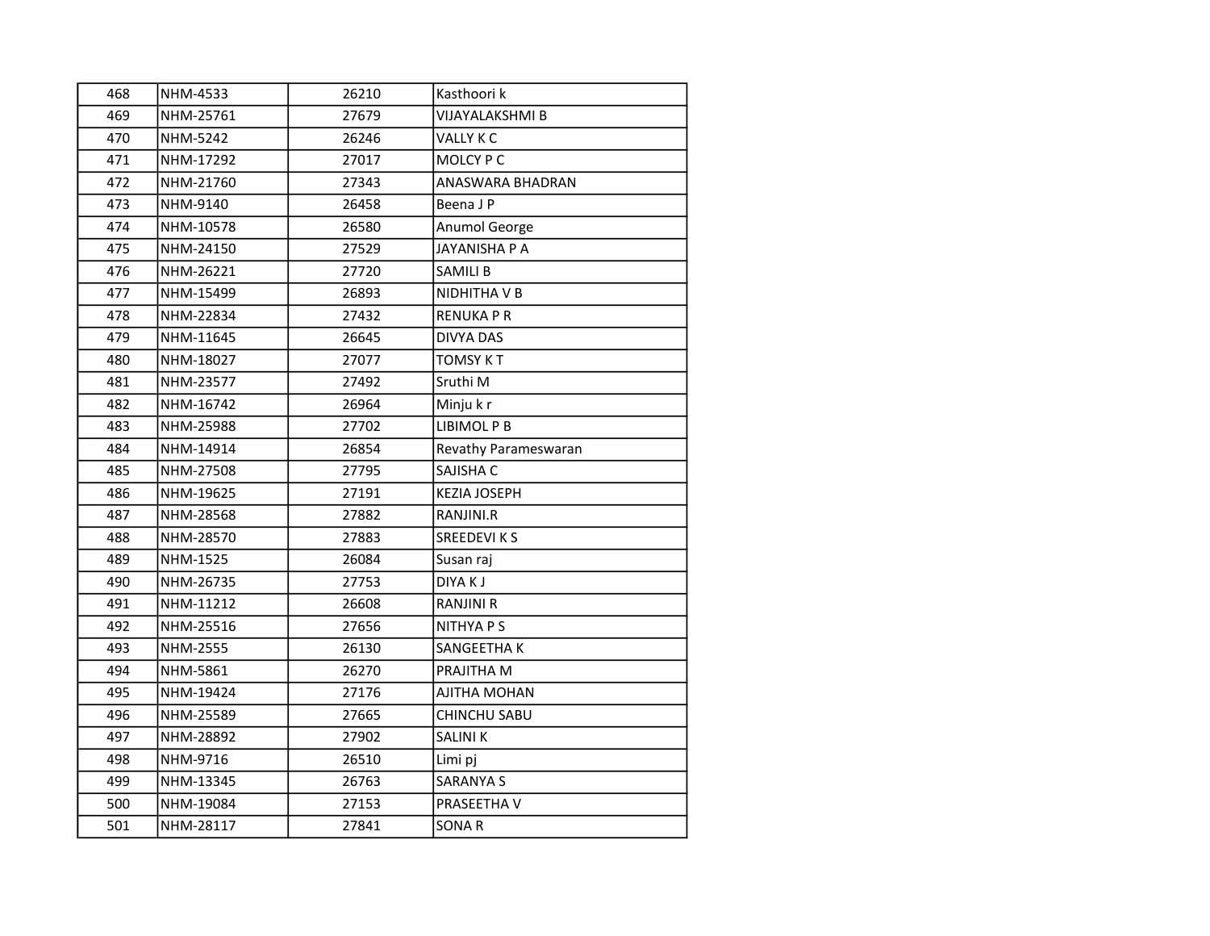| | | | |
|---|---|---|---|
| 468 | NHM-4533 | 26210 | Kasthoori k |
| 469 | NHM-25761 | 27679 | VIJAYALAKSHMI B |
| 470 | NHM-5242 | 26246 | VALLY K C |
| 471 | NHM-17292 | 27017 | MOLCY P C |
| 472 | NHM-21760 | 27343 | ANASWARA BHADRAN |
| 473 | NHM-9140 | 26458 | Beena J P |
| 474 | NHM-10578 | 26580 | Anumol George |
| 475 | NHM-24150 | 27529 | JAYANISHA P A |
| 476 | NHM-26221 | 27720 | SAMILI B |
| 477 | NHM-15499 | 26893 | NIDHITHA V B |
| 478 | NHM-22834 | 27432 | RENUKA P R |
| 479 | NHM-11645 | 26645 | DIVYA DAS |
| 480 | NHM-18027 | 27077 | TOMSY K T |
| 481 | NHM-23577 | 27492 | Sruthi M |
| 482 | NHM-16742 | 26964 | Minju k r |
| 483 | NHM-25988 | 27702 | LIBIMOL P B |
| 484 | NHM-14914 | 26854 | Revathy Parameswaran |
| 485 | NHM-27508 | 27795 | SAJISHA C |
| 486 | NHM-19625 | 27191 | KEZIA JOSEPH |
| 487 | NHM-28568 | 27882 | RANJINI.R |
| 488 | NHM-28570 | 27883 | SREEDEVI K S |
| 489 | NHM-1525 | 26084 | Susan raj |
| 490 | NHM-26735 | 27753 | DIYA K J |
| 491 | NHM-11212 | 26608 | RANJINI R |
| 492 | NHM-25516 | 27656 | NITHYA P S |
| 493 | NHM-2555 | 26130 | SANGEETHA K |
| 494 | NHM-5861 | 26270 | PRAJITHA M |
| 495 | NHM-19424 | 27176 | AJITHA MOHAN |
| 496 | NHM-25589 | 27665 | CHINCHU SABU |
| 497 | NHM-28892 | 27902 | SALINI K |
| 498 | NHM-9716 | 26510 | Limi pj |
| 499 | NHM-13345 | 26763 | SARANYA S |
| 500 | NHM-19084 | 27153 | PRASEETHA V |
| 501 | NHM-28117 | 27841 | SONA R |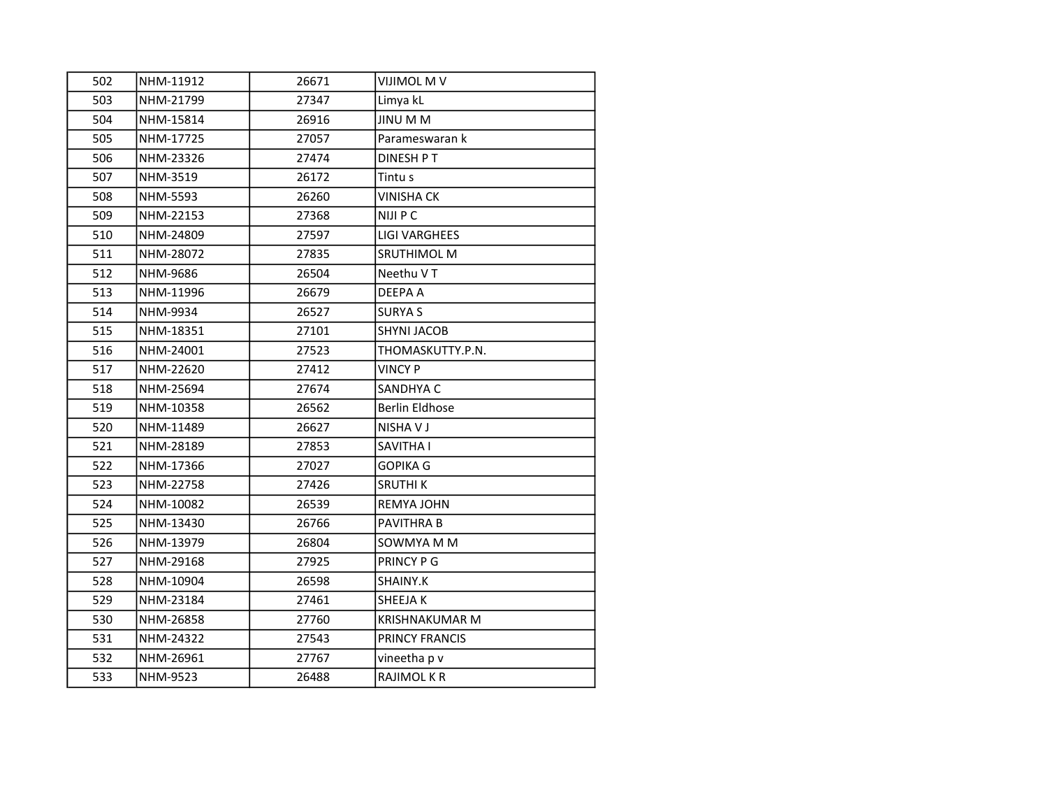| | | | |
|---|---|---|---|
| 502 | NHM-11912 | 26671 | VIJIMOL M V |
| 503 | NHM-21799 | 27347 | Limya kL |
| 504 | NHM-15814 | 26916 | JINU M M |
| 505 | NHM-17725 | 27057 | Parameswaran k |
| 506 | NHM-23326 | 27474 | DINESH P T |
| 507 | NHM-3519 | 26172 | Tintu s |
| 508 | NHM-5593 | 26260 | VINISHA CK |
| 509 | NHM-22153 | 27368 | NIJI P C |
| 510 | NHM-24809 | 27597 | LIGI VARGHEES |
| 511 | NHM-28072 | 27835 | SRUTHIMOL M |
| 512 | NHM-9686 | 26504 | Neethu V T |
| 513 | NHM-11996 | 26679 | DEEPA A |
| 514 | NHM-9934 | 26527 | SURYA S |
| 515 | NHM-18351 | 27101 | SHYNI JACOB |
| 516 | NHM-24001 | 27523 | THOMASKUTTY.P.N. |
| 517 | NHM-22620 | 27412 | VINCY P |
| 518 | NHM-25694 | 27674 | SANDHYA C |
| 519 | NHM-10358 | 26562 | Berlin Eldhose |
| 520 | NHM-11489 | 26627 | NISHA V J |
| 521 | NHM-28189 | 27853 | SAVITHA I |
| 522 | NHM-17366 | 27027 | GOPIKA G |
| 523 | NHM-22758 | 27426 | SRUTHI K |
| 524 | NHM-10082 | 26539 | REMYA JOHN |
| 525 | NHM-13430 | 26766 | PAVITHRA B |
| 526 | NHM-13979 | 26804 | SOWMYA M M |
| 527 | NHM-29168 | 27925 | PRINCY P G |
| 528 | NHM-10904 | 26598 | SHAINY.K |
| 529 | NHM-23184 | 27461 | SHEEJA K |
| 530 | NHM-26858 | 27760 | KRISHNAKUMAR M |
| 531 | NHM-24322 | 27543 | PRINCY FRANCIS |
| 532 | NHM-26961 | 27767 | vineetha p v |
| 533 | NHM-9523 | 26488 | RAJIMOL K R |